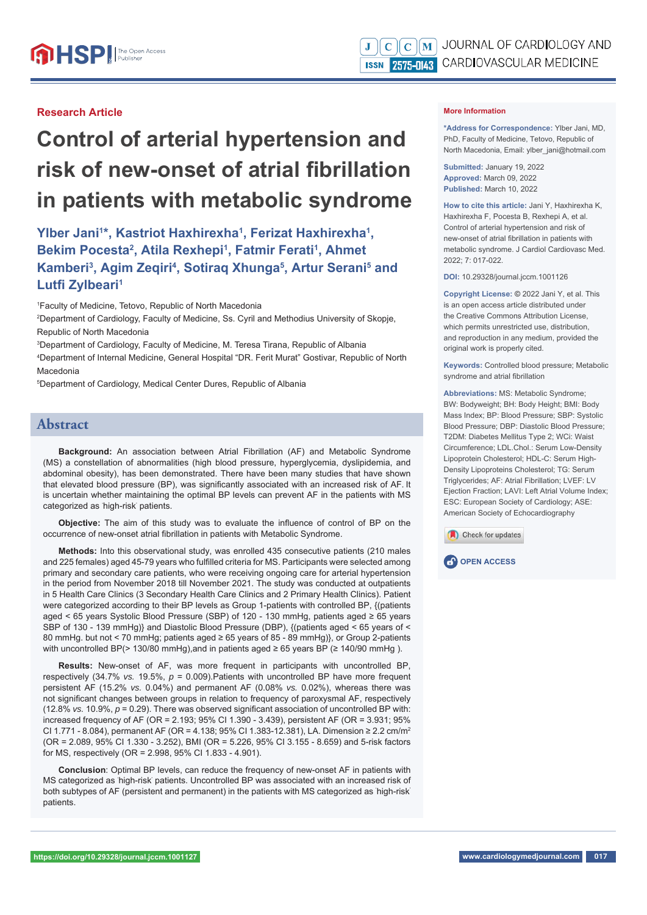Research Article

# Control of arterial hypertension and risk of new-onset of atrial fibrillation in patients with metabolic syndrome

**Ylber Jani[1]*, Kastriot Haxhirexha[1], Ferizat Haxhirexha[1], Bekim Pocesta[2], Atila Rexhepi[1], Fatmir Ferati[1], Ahmet Kamberi[3], Agim Zeqiri[4], Sotiraq Xhunga[5], Artur Serani[5] and Lutfi Zylbeari[1]**

[1]Faculty of Medicine, Tetovo, Republic of North Macedonia

[2]Department of Cardiology, Faculty of Medicine, Ss. Cyril and Methodius University of Skopje, Republic of North Macedonia

[3]Department of Cardiology, Faculty of Medicine, M. Teresa Tirana, Republic of Albania

[4]Department of Internal Medicine, General Hospital "DR. Ferit Murat" Gostivar, Republic of North Macedonia

[5]Department of Cardiology, Medical Center Dures, Republic of Albania

## Abstract

**Background:** An association between Atrial Fibrillation (AF) and Metabolic Syndrome (MS) a constellation of abnormalities (high blood pressure, hyperglycemia, dyslipidemia, and abdominal obesity), has been demonstrated. There have been many studies that have shown that elevated blood pressure (BP), was significantly associated with an increased risk of AF. It is uncertain whether maintaining the optimal BP levels can prevent AF in the patients with MS categorized as ˋhigh-riskˋ patients.

**Objective:** The aim of this study was to evaluate the influence of control of BP on the occurrence of new-onset atrial fibrillation in patients with Metabolic Syndrome.

**Methods:** Into this observational study, was enrolled 435 consecutive patients (210 males and 225 females) aged 45-79 years who fulfilled criteria for MS. Participants were selected among primary and secondary care patients, who were receiving ongoing care for arterial hypertension in the period from November 2018 till November 2021. The study was conducted at outpatients in 5 Health Care Clinics (3 Secondary Health Care Clinics and 2 Primary Health Clinics). Patient were categorized according to their BP levels as Group 1-patients with controlled BP, {(patients aged < 65 years Systolic Blood Pressure (SBP) of 120 - 130 mmHg, patients aged ≥ 65 years SBP of 130 - 139 mmHg)} and Diastolic Blood Pressure (DBP), {(patients aged < 65 years of < 80 mmHg. but not < 70 mmHg; patients aged ≥ 65 years of 85 - 89 mmHg)}, or Group 2-patients with uncontrolled BP(> 130/80 mmHg),and in patients aged ≥ 65 years BP (≥ 140/90 mmHg ).

**Results:** New-onset of AF, was more frequent in participants with uncontrolled BP, respectively (34.7% *vs.* 19.5%, $p$ = 0.009).Patients with uncontrolled BP have more frequent persistent AF (15.2% *vs.* 0.04%) and permanent AF (0.08% *vs.* 0.02%), whereas there was not significant changes between groups in relation to frequency of paroxysmal AF, respectively (12.8% *vs.* 10.9%, $p$ = 0.29). There was observed significant association of uncontrolled BP with: increased frequency of AF (OR = 2.193; 95% CI 1.390 - 3.439), persistent AF (OR = 3.931; 95% CI 1.771 - 8.084), permanent AF (OR = 4.138; 95% CI 1.383-12.381), LA. Dimension ≥ 2.2 cm/m$^2$ (OR = 2.089, 95% CI 1.330 - 3.252), BMI (OR = 5.226, 95% CI 3.155 - 8.659) and 5-risk factors for MS, respectively (OR = 2.998, 95% CI 1.833 - 4.901).

**Conclusion**: Optimal BP levels, can reduce the frequency of new-onset AF in patients with MS categorized as ˋhigh-riskˋ patients. Uncontrolled BP was associated with an increased risk of both subtypes of AF (persistent and permanent) in the patients with MS categorized as ˋhigh-riskˋ patients.

**More Information**

**\*Address for Correspondence:** Ylber Jani, MD, PhD, Faculty of Medicine, Tetovo, Republic of North Macedonia, Email: ylber_jani@hotmail.com

**Submitted:** January 19, 2022
**Approved:** March 09, 2022
**Published:** March 10, 2022

**How to cite this article:** Jani Y, Haxhirexha K, Haxhirexha F, Pocesta B, Rexhepi A, et al. Control of arterial hypertension and risk of new-onset of atrial fibrillation in patients with metabolic syndrome. J Cardiol Cardiovasc Med. 2022; 7: 017-022.

**DOI:** 10.29328/journal.jccm.1001126

**Copyright License:** © 2022 Jani Y, et al. This is an open access article distributed under the Creative Commons Attribution License, which permits unrestricted use, distribution, and reproduction in any medium, provided the original work is properly cited.

**Keywords:** Controlled blood pressure; Metabolic syndrome and atrial fibrillation

**Abbreviations:** MS: Metabolic Syndrome; BW: Bodyweight; BH: Body Height; BMI: Body Mass Index; BP: Blood Pressure; SBP: Systolic Blood Pressure; DBP: Diastolic Blood Pressure; T2DM: Diabetes Mellitus Type 2; WCi: Waist Circumference; LDL.Chol.: Serum Low-Density Lipoprotein Cholesterol; HDL-C: Serum High-Density Lipoproteins Cholesterol; TG: Serum Triglycerides; AF: Atrial Fibrillation; LVEF: LV Ejection Fraction; LAVI: Left Atrial Volume Index; ESC: European Society of Cardiology; ASE: American Society of Echocardiography

OPEN ACCESS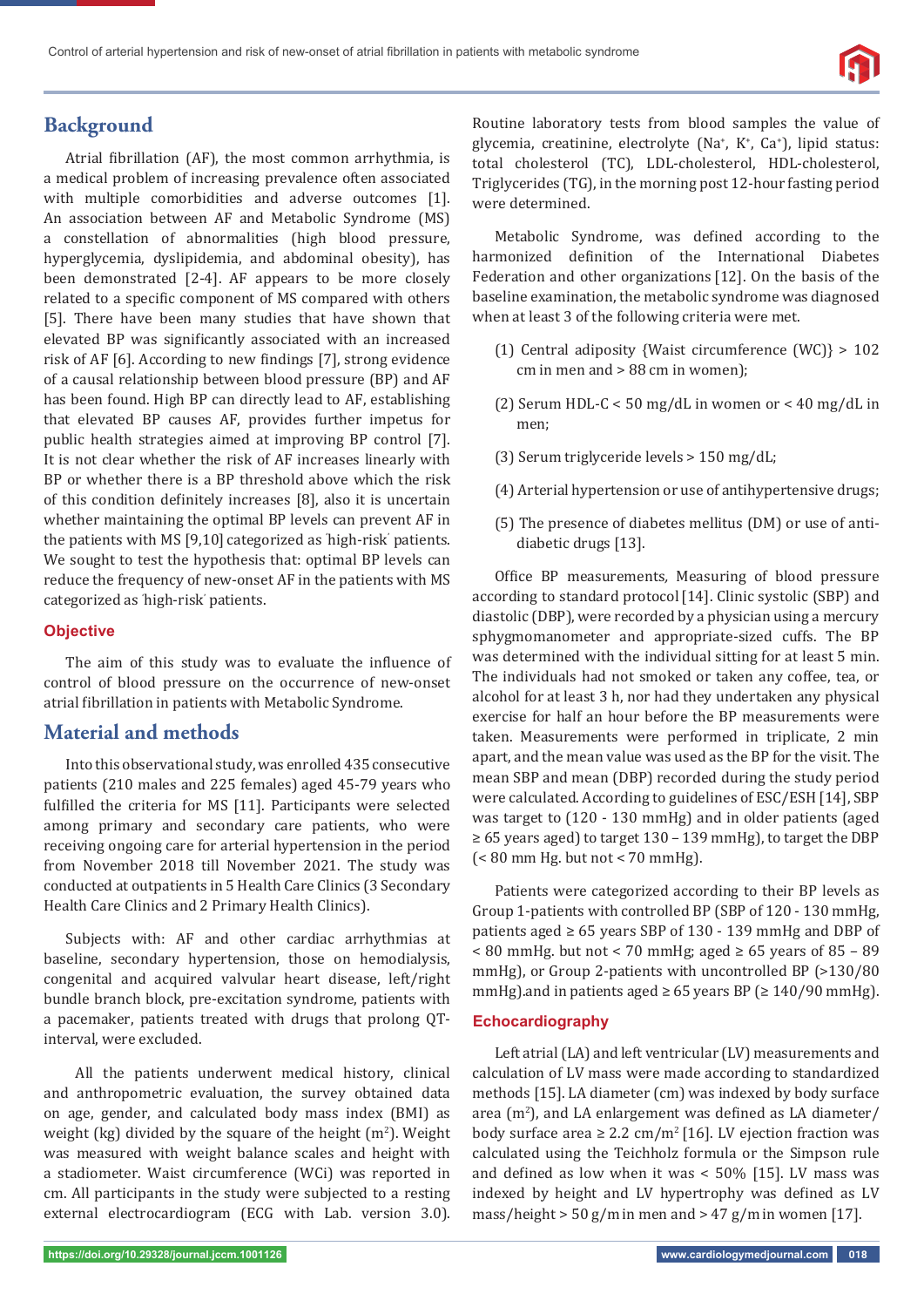## Background

Atrial fibrillation (AF), the most common arrhythmia, is a medical problem of increasing prevalence often associated with multiple comorbidities and adverse outcomes [1]. An association between AF and Metabolic Syndrome (MS) a constellation of abnormalities (high blood pressure, hyperglycemia, dyslipidemia, and abdominal obesity), has been demonstrated [2-4]. AF appears to be more closely related to a specific component of MS compared with others [5]. There have been many studies that have shown that elevated BP was significantly associated with an increased risk of AF [6]. According to new findings [7], strong evidence of a causal relationship between blood pressure (BP) and AF has been found. High BP can directly lead to AF, establishing that elevated BP causes AF, provides further impetus for public health strategies aimed at improving BP control [7]. It is not clear whether the risk of AF increases linearly with BP or whether there is a BP threshold above which the risk of this condition definitely increases [8], also it is uncertain whether maintaining the optimal BP levels can prevent AF in the patients with MS [9,10] categorized as 'high-risk' patients. We sought to test the hypothesis that: optimal BP levels can reduce the frequency of new-onset AF in the patients with MS categorized as 'high-risk' patients.

### Objective

The aim of this study was to evaluate the influence of control of blood pressure on the occurrence of new-onset atrial fibrillation in patients with Metabolic Syndrome.

## Material and methods

Into this observational study, was enrolled 435 consecutive patients (210 males and 225 females) aged 45-79 years who fulfilled the criteria for MS [11]. Participants were selected among primary and secondary care patients, who were receiving ongoing care for arterial hypertension in the period from November 2018 till November 2021. The study was conducted at outpatients in 5 Health Care Clinics (3 Secondary Health Care Clinics and 2 Primary Health Clinics).

Subjects with: AF and other cardiac arrhythmias at baseline, secondary hypertension, those on hemodialysis, congenital and acquired valvular heart disease, left/right bundle branch block, pre-excitation syndrome, patients with a pacemaker, patients treated with drugs that prolong QT-interval, were excluded.

All the patients underwent medical history, clinical and anthropometric evaluation, the survey obtained data on age, gender, and calculated body mass index (BMI) as weight (kg) divided by the square of the height ($m^2$). Weight was measured with weight balance scales and height with a stadiometer. Waist circumference (WCi) was reported in cm. All participants in the study were subjected to a resting external electrocardiogram (ECG with Lab. version 3.0). Routine laboratory tests from blood samples the value of glycemia, creatinine, electrolyte ($Na^+$, $K^+$, $Ca^+$), lipid status: total cholesterol (TC), LDL-cholesterol, HDL-cholesterol, Triglycerides (TG), in the morning post 12-hour fasting period were determined.

Metabolic Syndrome, was defined according to the harmonized definition of the International Diabetes Federation and other organizations [12]. On the basis of the baseline examination, the metabolic syndrome was diagnosed when at least 3 of the following criteria were met.

(1) Central adiposity {Waist circumference (WC)} > 102 cm in men and > 88 cm in women);

(2) Serum HDL-C < 50 mg/dL in women or < 40 mg/dL in men;

(3) Serum triglyceride levels > 150 mg/dL;

(4) Arterial hypertension or use of antihypertensive drugs;

(5) The presence of diabetes mellitus (DM) or use of anti-diabetic drugs [13].

Office BP measurements, Measuring of blood pressure according to standard protocol [14]. Clinic systolic (SBP) and diastolic (DBP), were recorded by a physician using a mercury sphygmomanometer and appropriate-sized cuffs. The BP was determined with the individual sitting for at least 5 min. The individuals had not smoked or taken any coffee, tea, or alcohol for at least 3 h, nor had they undertaken any physical exercise for half an hour before the BP measurements were taken. Measurements were performed in triplicate, 2 min apart, and the mean value was used as the BP for the visit. The mean SBP and mean (DBP) recorded during the study period were calculated. According to guidelines of ESC/ESH [14], SBP was target to (120 - 130 mmHg) and in older patients (aged ≥ 65 years aged) to target 130 – 139 mmHg), to target the DBP (< 80 mm Hg. but not < 70 mmHg).

Patients were categorized according to their BP levels as Group 1-patients with controlled BP (SBP of 120 - 130 mmHg, patients aged ≥ 65 years SBP of 130 - 139 mmHg and DBP of < 80 mmHg. but not < 70 mmHg; aged ≥ 65 years of 85 – 89 mmHg), or Group 2-patients with uncontrolled BP (>130/80 mmHg).and in patients aged ≥ 65 years BP (≥ 140/90 mmHg).

### Echocardiography

Left atrial (LA) and left ventricular (LV) measurements and calculation of LV mass were made according to standardized methods [15]. LA diameter (cm) was indexed by body surface area ($m^2$), and LA enlargement was defined as LA diameter/body surface area ≥ 2.2 cm/$m^2$ [16]. LV ejection fraction was calculated using the Teichholz formula or the Simpson rule and defined as low when it was < 50% [15]. LV mass was indexed by height and LV hypertrophy was defined as LV mass/height > 50 g/m in men and > 47 g/m in women [17].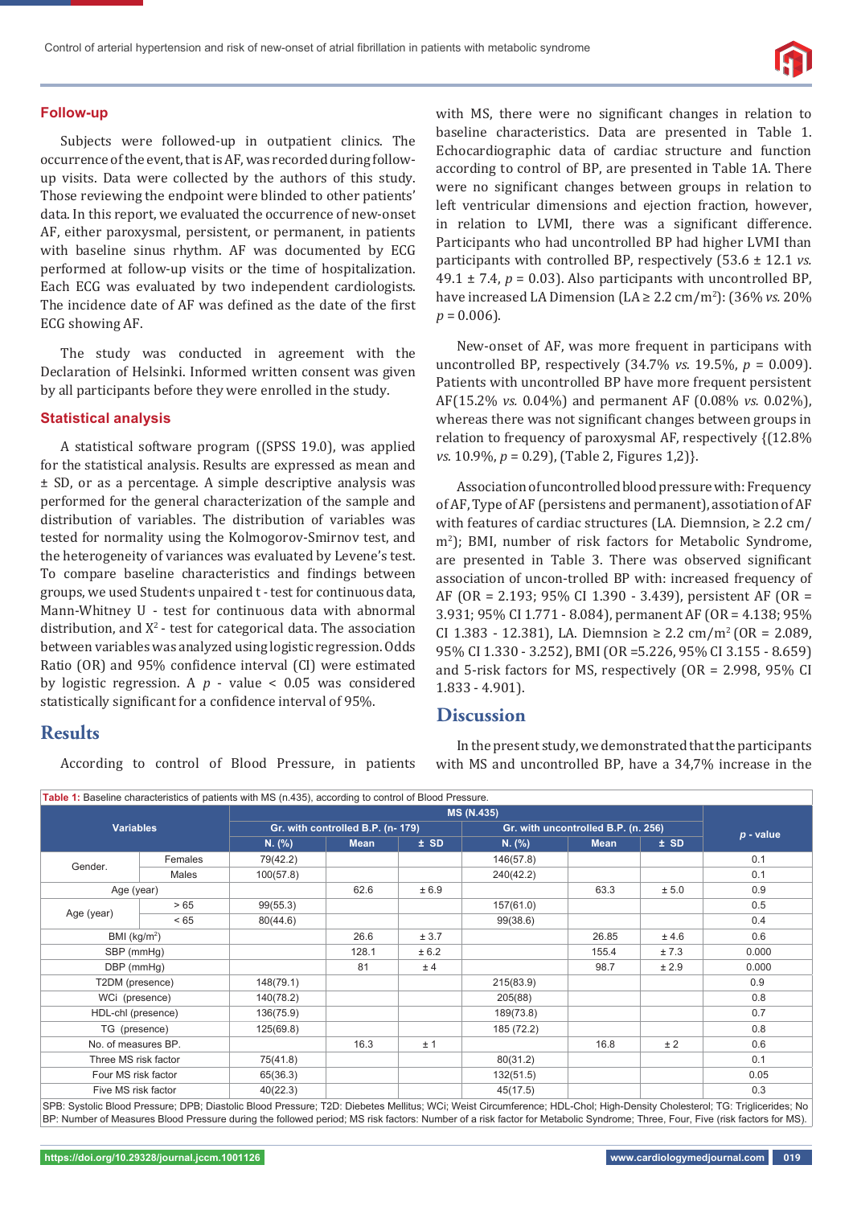### Follow-up

Subjects were followed-up in outpatient clinics. The occurrence of the event, that is AF, was recorded during follow-up visits. Data were collected by the authors of this study. Those reviewing the endpoint were blinded to other patients' data. In this report, we evaluated the occurrence of new-onset AF, either paroxysmal, persistent, or permanent, in patients with baseline sinus rhythm. AF was documented by ECG performed at follow-up visits or the time of hospitalization. Each ECG was evaluated by two independent cardiologists. The incidence date of AF was defined as the date of the first ECG showing AF.

The study was conducted in agreement with the Declaration of Helsinki. Informed written consent was given by all participants before they were enrolled in the study.

### Statistical analysis

A statistical software program ((SPSS 19.0), was applied for the statistical analysis. Results are expressed as mean and ± SD, or as a percentage. A simple descriptive analysis was performed for the general characterization of the sample and distribution of variables. The distribution of variables was tested for normality using the Kolmogorov-Smirnov test, and the heterogeneity of variances was evaluated by Levene's test. To compare baseline characteristics and findings between groups, we used Student's unpaired t - test for continuous data, Mann-Whitney U - test for continuous data with abnormal distribution, and $X^2$ - test for categorical data. The association between variables was analyzed using logistic regression. Odds Ratio (OR) and 95% confidence interval (CI) were estimated by logistic regression. A *p* - value < 0.05 was considered statistically significant for a confidence interval of 95%.

## Results

According to control of Blood Pressure, in patients with MS, there were no significant changes in relation to baseline characteristics. Data are presented in Table 1. Echocardiographic data of cardiac structure and function according to control of BP, are presented in Table 1A. There were no significant changes between groups in relation to left ventricular dimensions and ejection fraction, however, in relation to LVMI, there was a significant difference. Participants who had uncontrolled BP had higher LVMI than participants with controlled BP, respectively (53.6 ± 12.1 *vs.* 49.1 ± 7.4, $p$ = 0.03). Also participants with uncontrolled BP, have increased LA Dimension (LA ≥ 2.2 cm/m$^2$): (36% *vs.* 20% $p$ = 0.006).

New-onset of AF, was more frequent in participans with uncontrolled BP, respectively (34.7% *vs.* 19.5%, $p$ = 0.009). Patients with uncontrolled BP have more frequent persistent AF(15.2% *vs.* 0.04%) and permanent AF (0.08% *vs.* 0.02%), whereas there was not significant changes between groups in relation to frequency of paroxysmal AF, respectively {(12.8% *vs.* 10.9%, $p$ = 0.29), (Table 2, Figures 1,2)}.

Association of uncontrolled blood pressure with: Frequency of AF, Type of AF (persistens and permanent), assotiation of AF with features of cardiac structures (LA. Diemnsion, ≥ 2.2 cm/m$^2$); BMI, number of risk factors for Metabolic Syndrome, are presented in Table 3. There was observed significant association of uncon-trolled BP with: increased frequency of AF (OR = 2.193; 95% CI 1.390 - 3.439), persistent AF (OR = 3.931; 95% CI 1.771 - 8.084), permanent AF (OR = 4.138; 95% CI 1.383 - 12.381), LA. Diemnsion ≥ 2.2 cm/m$^2$ (OR = 2.089, 95% CI 1.330 - 3.252), BMI (OR =5.226, 95% CI 3.155 - 8.659) and 5-risk factors for MS, respectively (OR = 2.998, 95% CI 1.833 - 4.901).

## Discussion

In the present study, we demonstrated that the participants with MS and uncontrolled BP, have a 34,7% increase in the

**Table 1:** Baseline characteristics of patients with MS (n.435), according to control of Blood Pressure.

| Variables | | MS (N.435) | | | | | | *p* - value |
|---|---|---|---|---|---|---|---|---|
| | | Gr. with controlled B.P. (n- 179) | | | Gr. with uncontrolled B.P. (n. 256) | | | |
| | | N. (%) | Mean | ± SD | N. (%) | Mean | ± SD | |
| Gender. | Females | 79(42.2) | | | 146(57.8) | | | 0.1 |
| | Males | 100(57.8) | | | 240(42.2) | | | 0.1 |
| Age (year) | | | 62.6 | ± 6.9 | | 63.3 | ± 5.0 | 0.9 |
| Age (year) | > 65 | 99(55.3) | | | 157(61.0) | | | 0.5 |
| | < 65 | 80(44.6) | | | 99(38.6) | | | 0.4 |
| BMI (kg/m$^2$) | | | 26.6 | ± 3.7 | | 26.85 | ± 4.6 | 0.6 |
| SBP (mmHg) | | | 128.1 | ± 6.2 | | 155.4 | ± 7.3 | 0.000 |
| DBP (mmHg) | | | 81 | ± 4 | | 98.7 | ± 2.9 | 0.000 |
| T2DM (presence) | | 148(79.1) | | | 215(83.9) | | | 0.9 |
| WCi (presence) | | 140(78.2) | | | 205(88) | | | 0.8 |
| HDL-chl (presence) | | 136(75.9) | | | 189(73.8) | | | 0.7 |
| TG (presence) | | 125(69.8) | | | 185 (72.2) | | | 0.8 |
| No. of measures BP. | | | 16.3 | ± 1 | | 16.8 | ± 2 | 0.6 |
| Three MS risk factor | | 75(41.8) | | | 80(31.2) | | | 0.1 |
| Four MS risk factor | | 65(36.3) | | | 132(51.5) | | | 0.05 |
| Five MS risk factor | | 40(22.3) | | | 45(17.5) | | | 0.3 |

SPB: Systolic Blood Pressure; DPB; Diastolic Blood Pressure; T2D: Diebetes Mellitus; WCi; Weist Circumference; HDL-Chol; High-Density Cholesterol; TG: Triglicerides; No BP: Number of Measures Blood Pressure during the followed period; MS risk factors: Number of a risk factor for Metabolic Syndrome; Three, Four, Five (risk factors for MS).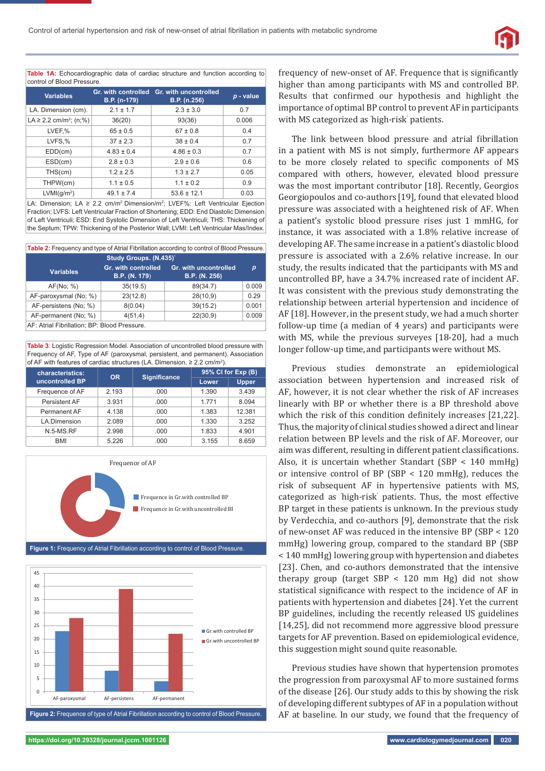**Table 1A:** Echocardiographic data of cardiac structure and function according to control of Blood Pressure.

| Variables | Gr. with controlled B.P. (n-179) | Gr. with uncontrolled B.P. (n.256) | *p* - value |
|---|---|---|---|
| LA. Dimension (cm). | 2.1 ± 1.7 | 2.3 ± 3.0 | 0.7 |
| LA ≥ 2.2 cm/m²; (n;%) | 36(20) | 93(36) | 0.006 |
| LVEF,% | 65 ± 0.5 | 67 ± 0.8 | 0.4 |
| LVFS,% | 37 ± 2.3 | 38 ± 0.4 | 0.7 |
| EDD(cm) | 4.83 ± 0.4 | 4.86 ± 0.3 | 0.7 |
| ESD(cm) | 2.8 ± 0.3 | 2.9 ± 0.6 | 0.6 |
| THS(cm) | 1.2 ± 2.5 | 1.3 ± 2.7 | 0.05 |
| THPW(cm) | 1.1 ± 0.5 | 1.1 ± 0.2 | 0.9 |
| LVMI(g/m²) | 49.1 ± 7.4 | 53.6 ± 12.1 | 0.03 |

LA: Dimension; LA ≥ 2.2 cm/m² Dimension/m²; LVEF%: Left Ventricular Ejection Fraction; LVFS: Left Ventricular Fraction of Shortening; EDD: End Diastolic Dimension of Left Ventriculi; ESD: End Systolic Dimension of Left Ventriculi; THS: Thickening of the Septum; TPW: Thickening of the Posterior Wall; LVMI: Left Ventricular Mas/Index.

**Table 2:** Frequency and type of Atrial Fibrillation according to control of Blood Pressure.

| Variables | Study Groups. (N.435)` | | *p* |
|---|---|---|---|
| | Gr. with controlled B.P. (N. 179) | Gr. with uncontrolled B.P. (N. 256) | |
| AF(No; %) | 35(19.5) | 89(34.7) | 0.009 |
| AF-paroxysmal (No; %) | 23(12.8) | 28(10,9) | 0.29 |
| AF-persistens (No; %) | 8(0.04) | 39(15.2) | 0.001 |
| AF-permanent (No; %) | 4(51,4) | 22(30,9) | 0.009 |

AF: Atrial Fibrillation; BP: Blood Pressure.

**Table 3**: Logistic Regression Model. Association of uncontrolled blood pressure with Frequency of AF, Type of AF (paroxysmal, persistent, and permanent). Association of AF with features of cardiac structures (LA. Dimension, ≥ 2.2 cm/m²).

| characteristics: uncontrolled BP | OR | Significance | 95% CI for Exp (B) | |
|---|---|---|---|---|
| | | | Lower | Upper |
| Frequence of AF | 2.193 | .000 | 1.390 | 3.439 |
| Persistent AF | 3.931 | .000 | 1.771 | 8.094 |
| Permanent AF | 4.138 | .000 | 1.383 | 12.381 |
| LA.Dimension | 2.089 | .000 | 1.330 | 3.252 |
| N.5-MS.RF | 2.998 | .000 | 1.833 | 4.901 |
| BMI | 5.226 | .000 | 3.155 | 8.659 |

**Figure 1:** Frequency of Atrial Fibrillation according to control of Blood Pressure.

**Figure 2:** Frequence of type of Atrial Fibrillation according to control of Blood Pressure.

frequency of new-onset of AF. Frequence that is significantly higher than among participants with MS and controlled BP. Results that confirmed our hypothesis and highlight the importance of optimal BP control to prevent AF in participants with MS categorized as ˈhigh-riskˈ patients.

The link between blood pressure and atrial fibrillation in a patient with MS is not simply, furthermore AF appears to be more closely related to specific components of MS compared with others, however, elevated blood pressure was the most important contributor [18]. Recently, Georgios Georgiopoulos and co-authors [19], found that elevated blood pressure was associated with a heightened risk of AF. When a patient's systolic blood pressure rises just 1 mmHG, for instance, it was associated with a 1.8% relative increase of developing AF. The same increase in a patient's diastolic blood pressure is associated with a 2.6% relative increase. In our study, the results indicated that the participants with MS and uncontrolled BP, have a 34.7% increased rate of incident AF. It was consistent with the previous study demonstrating the relationship between arterial hypertension and incidence of AF [18]. However, in the present study, we had a much shorter follow-up time (a median of 4 years) and participants were with MS, while the previous surveys [18-20], had a much longer follow-up time, and participants were without MS.

Previous studies demonstrate an epidemiological association between hypertension and increased risk of AF, however, it is not clear whether the risk of AF increases linearly with BP or whether there is a BP threshold above which the risk of this condition definitely increases [21,22]. Thus, the majority of clinical studies showed a direct and linear relation between BP levels and the risk of AF. Moreover, our aim was different, resulting in different patient classifications. Also, it is uncertain whether Standart (SBP < 140 mmHg) or intensive control of BP (SBP < 120 mmHg), reduces the risk of subsequent AF in hypertensive patients with MS, categorized as ˈhigh-riskˈ patients. Thus, the most effective BP target in these patients is unknown. In the previous study by Verdecchia, and co-authors [9], demonstrate that the risk of new-onset AF was reduced in the intensive BP (SBP < 120 mmHg) lowering group, compared to the standard BP (SBP < 140 mmHg) lowering group with hypertension and diabetes [23]. Chen, and co-authors demonstrated that the intensive therapy group (target SBP < 120 mm Hg) did not show statistical significance with respect to the incidence of AF in patients with hypertension and diabetes [24]. Yet the current BP guidelines, including the recently released US guidelines [14,25], did not recommend more aggressive blood pressure targets for AF prevention. Based on epidemiological evidence, this suggestion might sound quite reasonable.

Previous studies have shown that hypertension promotes the progression from paroxysmal AF to more sustained forms of the disease [26]. Our study adds to this by showing the risk of developing different subtypes of AF in a population without AF at baseline. In our study, we found that the frequency of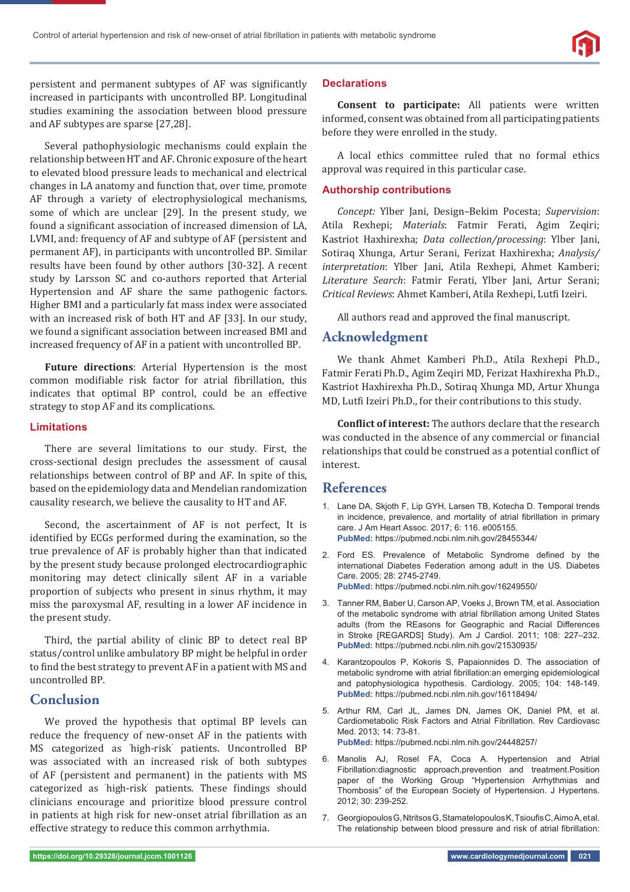persistent and permanent subtypes of AF was significantly increased in participants with uncontrolled BP. Longitudinal studies examining the association between blood pressure and AF subtypes are sparse [27,28].

Several pathophysiologic mechanisms could explain the relationship between HT and AF. Chronic exposure of the heart to elevated blood pressure leads to mechanical and electrical changes in LA anatomy and function that, over time, promote AF through a variety of electrophysiological mechanisms, some of which are unclear [29]. In the present study, we found a significant association of increased dimension of LA, LVMI, and: frequency of AF and subtype of AF (persistent and permanent AF), in participants with uncontrolled BP. Similar results have been found by other authors [30-32]. A recent study by Larsson SC and co-authors reported that Arterial Hypertension and AF share the same pathogenic factors. Higher BMI and a particularly fat mass index were associated with an increased risk of both HT and AF [33]. In our study, we found a significant association between increased BMI and increased frequency of AF in a patient with uncontrolled BP.

**Future directions**: Arterial Hypertension is the most common modifiable risk factor for atrial fibrillation, this indicates that optimal BP control, could be an effective strategy to stop AF and its complications.

### Limitations

There are several limitations to our study. First, the cross-sectional design precludes the assessment of causal relationships between control of BP and AF. In spite of this, based on the epidemiology data and Mendelian randomization causality research, we believe the causality to HT and AF.

Second, the ascertainment of AF is not perfect, It is identified by ECGs performed during the examination, so the true prevalence of AF is probably higher than that indicated by the present study because prolonged electrocardiographic monitoring may detect clinically silent AF in a variable proportion of subjects who present in sinus rhythm, it may miss the paroxysmal AF, resulting in a lower AF incidence in the present study.

Third, the partial ability of clinic BP to detect real BP status/control unlike ambulatory BP might be helpful in order to find the best strategy to prevent AF in a patient with MS and uncontrolled BP.

## Conclusion

We proved the hypothesis that optimal BP levels can reduce the frequency of new-onset AF in the patients with MS categorized as 'high-risk' patients. Uncontrolled BP was associated with an increased risk of both subtypes of AF (persistent and permanent) in the patients with MS categorized as 'high-risk' patients. These findings should clinicians encourage and prioritize blood pressure control in patients at high risk for new-onset atrial fibrillation as an effective strategy to reduce this common arrhythmia.

### Declarations

**Consent to participate:** All patients were written informed, consent was obtained from all participating patients before they were enrolled in the study.

A local ethics committee ruled that no formal ethics approval was required in this particular case.

### Authorship contributions

*Concept:* Ylber Jani, Design–Bekim Pocesta; *Supervision*: Atila Rexhepi; *Materials*: Fatmir Ferati, Agim Zeqiri; Kastriot Haxhirexha; *Data collection/processing*: Ylber Jani, Sotiraq Xhunga, Artur Serani, Ferizat Haxhirexha; *Analysis/interpretation*: Ylber Jani, Atila Rexhepi, Ahmet Kamberi; *Literature Search*: Fatmir Ferati, Ylber Jani, Artur Serani; *Critical Reviews*: Ahmet Kamberi, Atila Rexhepi, Lutfi Izeiri.

All authors read and approved the final manuscript.

## Acknowledgment

We thank Ahmet Kamberi Ph.D., Atila Rexhepi Ph.D., Fatmir Ferati Ph.D., Agim Zeqiri MD, Ferizat Haxhirexha Ph.D., Kastriot Haxhirexha Ph.D., Sotiraq Xhunga MD, Artur Xhunga MD, Lutfi Izeiri Ph.D., for their contributions to this study.

**Conflict of interest:** The authors declare that the research was conducted in the absence of any commercial or financial relationships that could be construed as a potential conflict of interest.

## References

1. Lane DA, Skjoth F, Lip GYH, Larsen TB, Kotecha D. Temporal trends in incidence, prevalence, and mortality of atrial fibrillation in primary care. J Am Heart Assoc. 2017; 6: 116. e005155. **PubMed:** https://pubmed.ncbi.nlm.nih.gov/28455344/
2. Ford ES. Prevalence of Metabolic Syndrome defined by the international Diabetes Federation among adult in the US. Diabetes Care. 2005; 28: 2745-2749. **PubMed:** https://pubmed.ncbi.nlm.nih.gov/16249550/
3. Tanner RM, Baber U, Carson AP, Voeks J, Brown TM, et al. Association of the metabolic syndrome with atrial fibrillation among United States adults (from the REasons for Geographic and Racial Differences in Stroke [REGARDS] Study). Am J Cardiol. 2011; 108: 227–232. **PubMed:** https://pubmed.ncbi.nlm.nih.gov/21530935/
4. Karantzopoulos P, Kokoris S, Papaionnides D. The association of metabolic syndrome with atrial fibrillation:an emerging epidemiological and patophysiologica hypothesis. Cardiology. 2005; 104: 148-149. **PubMed:** https://pubmed.ncbi.nlm.nih.gov/16118494/
5. Arthur RM, Carl JL, James DN, James OK, Daniel PM, et al. Cardiometabolic Risk Factors and Atrial Fibrillation. Rev Cardiovasc Med. 2013; 14: 73-81. **PubMed:** https://pubmed.ncbi.nlm.nih.gov/24448257/
6. Manolis AJ, Rosel FA, Coca A. Hypertension and Atrial Fibrillation:diagnostic approach,prevention and treatment.Position paper of the Working Group "Hypertension Arrhythmias and Thombosis" of the European Society of Hypertension. J Hypertens. 2012; 30: 239-252.
7. Georgiopoulos G, Ntritsos G, Stamatelopoulos K, Tsioufis C, Aimo A, et al. The relationship between blood pressure and risk of atrial fibrillation: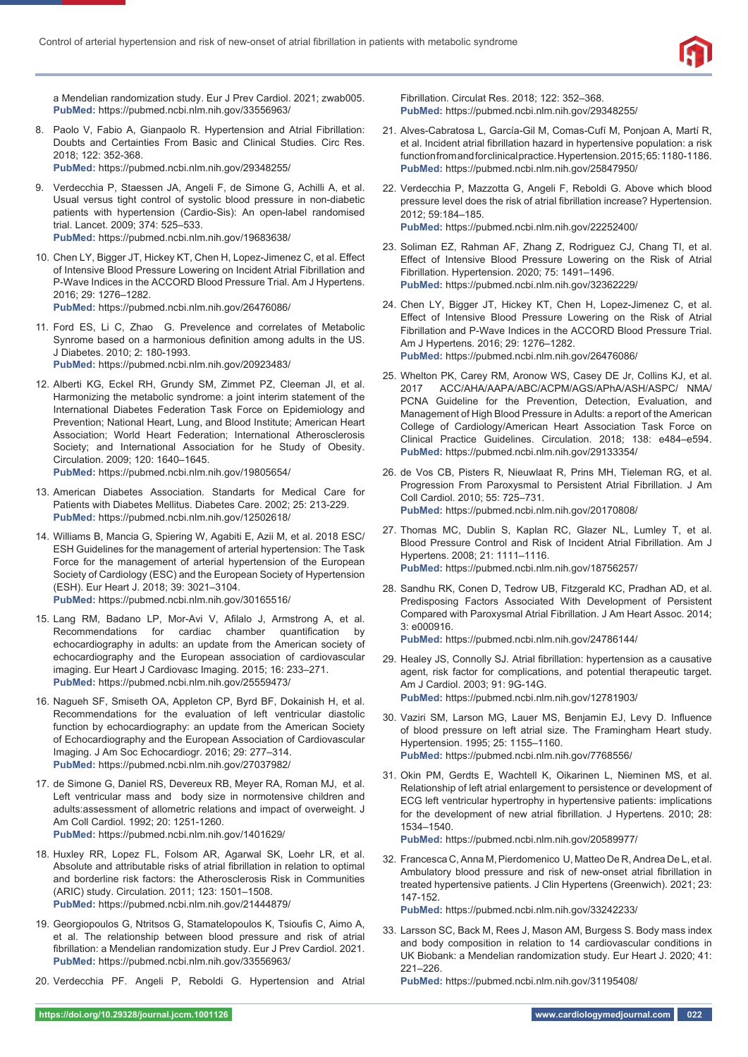a Mendelian randomization study. Eur J Prev Cardiol. 2021; zwab005. **PubMed:** https://pubmed.ncbi.nlm.nih.gov/33556963/

8. Paolo V, Fabio A, Gianpaolo R. Hypertension and Atrial Fibrillation: Doubts and Certainties From Basic and Clinical Studies. Circ Res. 2018; 122: 352-368.
**PubMed:** https://pubmed.ncbi.nlm.nih.gov/29348255/

9. Verdecchia P, Staessen JA, Angeli F, de Simone G, Achilli A, et al. Usual versus tight control of systolic blood pressure in non-diabetic patients with hypertension (Cardio-Sis): An open-label randomised trial. Lancet. 2009; 374: 525–533.
**PubMed:** https://pubmed.ncbi.nlm.nih.gov/19683638/

10. Chen LY, Bigger JT, Hickey KT, Chen H, Lopez-Jimenez C, et al. Effect of Intensive Blood Pressure Lowering on Incident Atrial Fibrillation and P-Wave Indices in the ACCORD Blood Pressure Trial. Am J Hypertens. 2016; 29: 1276–1282.
**PubMed:** https://pubmed.ncbi.nlm.nih.gov/26476086/

11. Ford ES, Li C, Zhao G. Prevelence and correlates of Metabolic Synrome based on a harmonious definition among adults in the US. J Diabetes. 2010; 2: 180-1993.
**PubMed:** https://pubmed.ncbi.nlm.nih.gov/20923483/

12. Alberti KG, Eckel RH, Grundy SM, Zimmet PZ, Cleeman JI, et al. Harmonizing the metabolic syndrome: a joint interim statement of the International Diabetes Federation Task Force on Epidemiology and Prevention; National Heart, Lung, and Blood Institute; American Heart Association; World Heart Federation; International Atherosclerosis Society; and International Association for he Study of Obesity. Circulation. 2009; 120: 1640–1645.
**PubMed:** https://pubmed.ncbi.nlm.nih.gov/19805654/

13. American Diabetes Association. Standarts for Medical Care for Patients with Diabetes Mellitus. Diabetes Care. 2002; 25: 213-229.
**PubMed:** https://pubmed.ncbi.nlm.nih.gov/12502618/

14. Williams B, Mancia G, Spiering W, Agabiti E, Azii M, et al. 2018 ESC/ESH Guidelines for the management of arterial hypertension: The Task Force for the management of arterial hypertension of the European Society of Cardiology (ESC) and the European Society of Hypertension (ESH). Eur Heart J. 2018; 39: 3021–3104.
**PubMed:** https://pubmed.ncbi.nlm.nih.gov/30165516/

15. Lang RM, Badano LP, Mor-Avi V, Afilalo J, Armstrong A, et al. Recommendations for cardiac chamber quantification by echocardiography in adults: an update from the American society of echocardiography and the European association of cardiovascular imaging. Eur Heart J Cardiovasc Imaging. 2015; 16: 233–271.
**PubMed:** https://pubmed.ncbi.nlm.nih.gov/25559473/

16. Nagueh SF, Smiseth OA, Appleton CP, Byrd BF, Dokainish H, et al. Recommendations for the evaluation of left ventricular diastolic function by echocardiography: an update from the American Society of Echocardiography and the European Association of Cardiovascular Imaging. J Am Soc Echocardiogr. 2016; 29: 277–314.
**PubMed:** https://pubmed.ncbi.nlm.nih.gov/27037982/

17. de Simone G, Daniel RS, Devereux RB, Meyer RA, Roman MJ, et al. Left ventricular mass and body size in normotensive children and adults:assessment of allometric relations and impact of overweight. J Am Coll Cardiol. 1992; 20: 1251-1260.
**PubMed:** https://pubmed.ncbi.nlm.nih.gov/1401629/

18. Huxley RR, Lopez FL, Folsom AR, Agarwal SK, Loehr LR, et al. Absolute and attributable risks of atrial fibrillation in relation to optimal and borderline risk factors: the Atherosclerosis Risk in Communities (ARIC) study. Circulation. 2011; 123: 1501–1508.
**PubMed:** https://pubmed.ncbi.nlm.nih.gov/21444879/

19. Georgiopoulos G, Ntritsos G, Stamatelopoulos K, Tsioufis C, Aimo A, et al. The relationship between blood pressure and risk of atrial fibrillation: a Mendelian randomization study. Eur J Prev Cardiol. 2021.
**PubMed:** https://pubmed.ncbi.nlm.nih.gov/33556963/

20. Verdecchia PF. Angeli P, Reboldi G. Hypertension and Atrial Fibrillation. Circulat Res. 2018; 122: 352–368.
**PubMed:** https://pubmed.ncbi.nlm.nih.gov/29348255/

21. Alves-Cabratosa L, García-Gil M, Comas-Cufí M, Ponjoan A, Martí R, et al. Incident atrial fibrillation hazard in hypertensive population: a risk function from and for clinical practice. Hypertension. 2015; 65: 1180-1186.
**PubMed:** https://pubmed.ncbi.nlm.nih.gov/25847950/

22. Verdecchia P, Mazzotta G, Angeli F, Reboldi G. Above which blood pressure level does the risk of atrial fibrillation increase? Hypertension. 2012; 59:184–185.
**PubMed:** https://pubmed.ncbi.nlm.nih.gov/22252400/

23. Soliman EZ, Rahman AF, Zhang Z, Rodriguez CJ, Chang TI, et al. Effect of Intensive Blood Pressure Lowering on the Risk of Atrial Fibrillation. Hypertension. 2020; 75: 1491–1496.
**PubMed:** https://pubmed.ncbi.nlm.nih.gov/32362229/

24. Chen LY, Bigger JT, Hickey KT, Chen H, Lopez-Jimenez C, et al. Effect of Intensive Blood Pressure Lowering on the Risk of Atrial Fibrillation and P-Wave Indices in the ACCORD Blood Pressure Trial. Am J Hypertens. 2016; 29: 1276–1282.
**PubMed:** https://pubmed.ncbi.nlm.nih.gov/26476086/

25. Whelton PK, Carey RM, Aronow WS, Casey DE Jr, Collins KJ, et al. 2017 ACC/AHA/AAPA/ABC/ACPM/AGS/APhA/ASH/ASPC/ NMA/PCNA Guideline for the Prevention, Detection, Evaluation, and Management of High Blood Pressure in Adults: a report of the American College of Cardiology/American Heart Association Task Force on Clinical Practice Guidelines. Circulation. 2018; 138: e484–e594.
**PubMed:** https://pubmed.ncbi.nlm.nih.gov/29133354/

26. de Vos CB, Pisters R, Nieuwlaat R, Prins MH, Tieleman RG, et al. Progression From Paroxysmal to Persistent Atrial Fibrillation. J Am Coll Cardiol. 2010; 55: 725–731.
**PubMed:** https://pubmed.ncbi.nlm.nih.gov/20170808/

27. Thomas MC, Dublin S, Kaplan RC, Glazer NL, Lumley T, et al. Blood Pressure Control and Risk of Incident Atrial Fibrillation. Am J Hypertens. 2008; 21: 1111–1116.
**PubMed:** https://pubmed.ncbi.nlm.nih.gov/18756257/

28. Sandhu RK, Conen D, Tedrow UB, Fitzgerald KC, Pradhan AD, et al. Predisposing Factors Associated With Development of Persistent Compared with Paroxysmal Atrial Fibrillation. J Am Heart Assoc. 2014; 3: e000916.
**PubMed:** https://pubmed.ncbi.nlm.nih.gov/24786144/

29. Healey JS, Connolly SJ. Atrial fibrillation: hypertension as a causative agent, risk factor for complications, and potential therapeutic target. Am J Cardiol. 2003; 91: 9G-14G.
**PubMed:** https://pubmed.ncbi.nlm.nih.gov/12781903/

30. Vaziri SM, Larson MG, Lauer MS, Benjamin EJ, Levy D. Influence of blood pressure on left atrial size. The Framingham Heart study. Hypertension. 1995; 25: 1155–1160.
**PubMed:** https://pubmed.ncbi.nlm.nih.gov/7768556/

31. Okin PM, Gerdts E, Wachtell K, Oikarinen L, Nieminen MS, et al. Relationship of left atrial enlargement to persistence or development of ECG left ventricular hypertrophy in hypertensive patients: implications for the development of new atrial fibrillation. J Hypertens. 2010; 28: 1534–1540.
**PubMed:** https://pubmed.ncbi.nlm.nih.gov/20589977/

32. Francesca C, Anna M, Pierdomenico U, Matteo De R, Andrea De L, et al. Ambulatory blood pressure and risk of new-onset atrial fibrillation in treated hypertensive patients. J Clin Hypertens (Greenwich). 2021; 23: 147-152.
**PubMed:** https://pubmed.ncbi.nlm.nih.gov/33242233/

33. Larsson SC, Back M, Rees J, Mason AM, Burgess S. Body mass index and body composition in relation to 14 cardiovascular conditions in UK Biobank: a Mendelian randomization study. Eur Heart J. 2020; 41: 221–226.
**PubMed:** https://pubmed.ncbi.nlm.nih.gov/31195408/